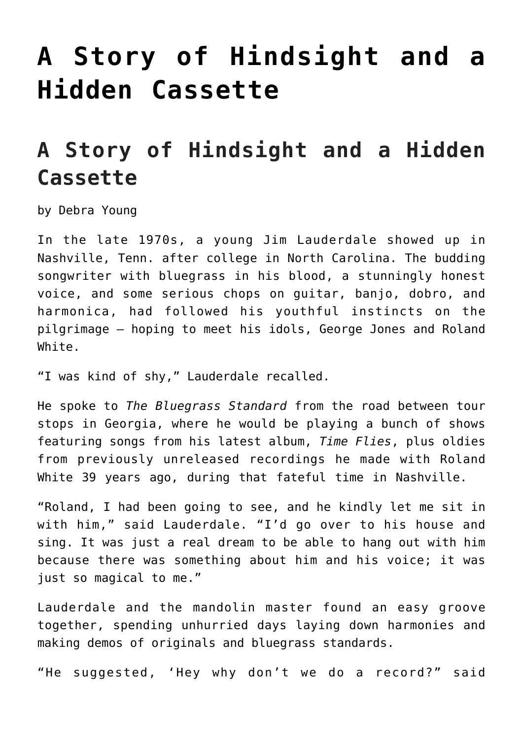# A Story of Hindsight and a Hidden Cassette

## A Story of Hindsight and a Hidden Cassette

by Debra Young

In the late 1970s, a young Jim Lauderdale showed up in Nashville, Tenn. after college in North Carolina. The budding songwriter with bluegrass in his blood, a stunningly honest voice, and some serious chops on guitar, banjo, dobro, and harmonica, had followed his youthful instincts on the pilgrimage – hoping to meet his idols, George Jones and Roland White.

"I was kind of shy," Lauderdale recalled.

He spoke to *The Bluegrass Standard* from the road between tour stops in Georgia, where he would be playing a bunch of shows featuring songs from his latest album, *Time Flies*, plus oldies from previously unreleased recordings he made with Roland White 39 years ago, during that fateful time in Nashville.

"Roland, I had been going to see, and he kindly let me sit in with him," said Lauderdale. "I'd go over to his house and sing. It was just a real dream to be able to hang out with him because there was something about him and his voice; it was just so magical to me."

Lauderdale and the mandolin master found an easy groove together, spending unhurried days laying down harmonies and making demos of originals and bluegrass standards.

"He suggested, 'Hey why don't we do a record?" said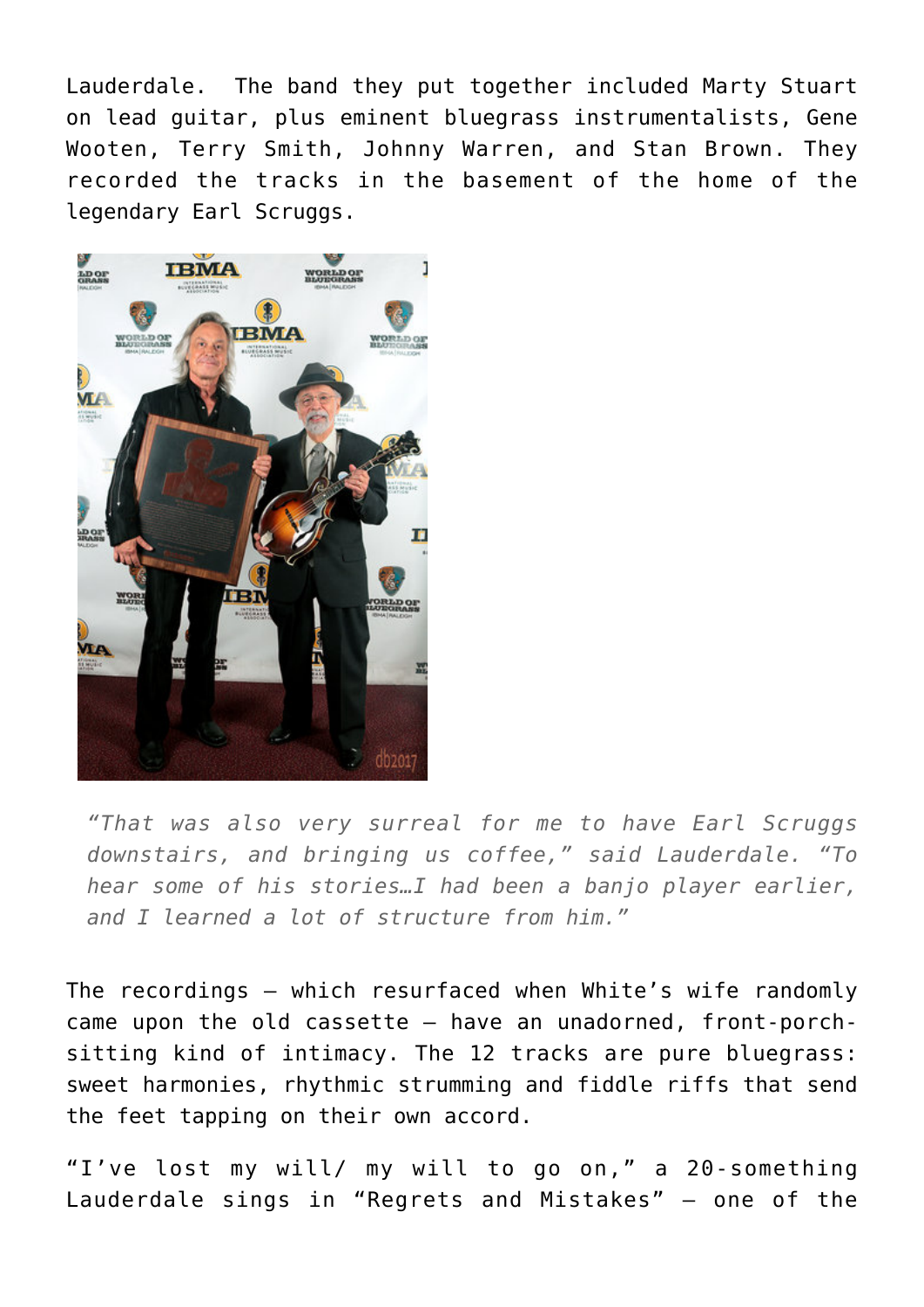Lauderdale. The band they put together included Marty Stuart on lead guitar, plus eminent bluegrass instrumentalists, Gene Wooten, Terry Smith, Johnny Warren, and Stan Brown. They recorded the tracks in the basement of the home of the legendary Earl Scruggs.

> *"That was also very surreal for me to have Earl Scruggs downstairs, and bringing us coffee," said Lauderdale. "To hear some of his stories…I had been a banjo player earlier, and I learned a lot of structure from him."*

The recordings — which resurfaced when White's wife randomly came upon the old cassette — have an unadorned, front-porch-sitting kind of intimacy. The 12 tracks are pure bluegrass: sweet harmonies, rhythmic strumming and fiddle riffs that send the feet tapping on their own accord.

"I've lost my will/ my will to go on," a 20-something Lauderdale sings in "Regrets and Mistakes" — one of the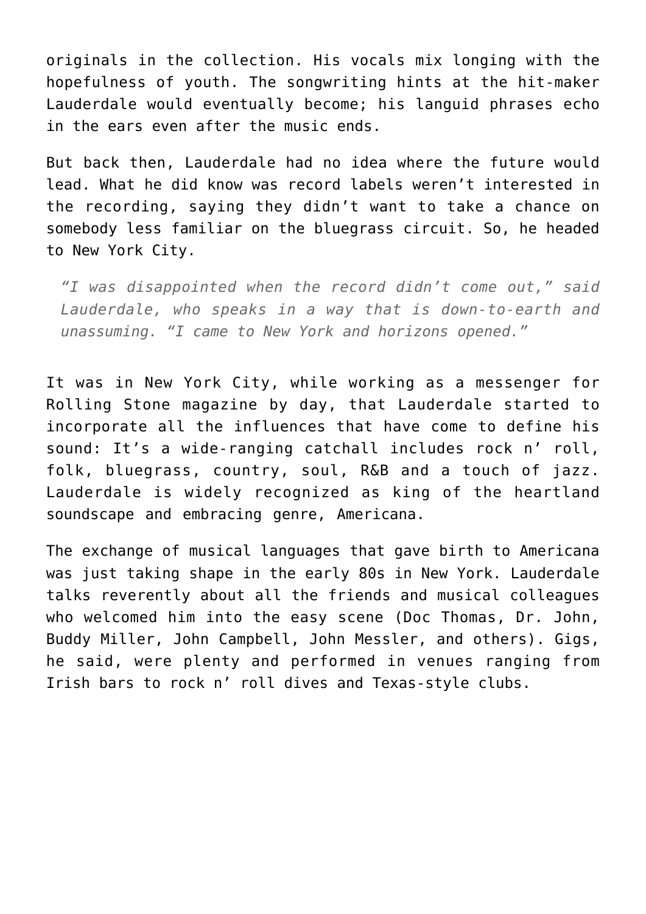originals in the collection. His vocals mix longing with the hopefulness of youth. The songwriting hints at the hit-maker Lauderdale would eventually become; his languid phrases echo in the ears even after the music ends.

But back then, Lauderdale had no idea where the future would lead. What he did know was record labels weren't interested in the recording, saying they didn't want to take a chance on somebody less familiar on the bluegrass circuit. So, he headed to New York City.

> *"I was disappointed when the record didn't come out," said Lauderdale, who speaks in a way that is down-to-earth and unassuming. "I came to New York and horizons opened."*

It was in New York City, while working as a messenger for Rolling Stone magazine by day, that Lauderdale started to incorporate all the influences that have come to define his sound: It's a wide-ranging catchall includes rock n' roll, folk, bluegrass, country, soul, R&B and a touch of jazz. Lauderdale is widely recognized as king of the heartland soundscape and embracing genre, Americana.

The exchange of musical languages that gave birth to Americana was just taking shape in the early 80s in New York. Lauderdale talks reverently about all the friends and musical colleagues who welcomed him into the easy scene (Doc Thomas, Dr. John, Buddy Miller, John Campbell, John Messler, and others). Gigs, he said, were plenty and performed in venues ranging from Irish bars to rock n' roll dives and Texas-style clubs.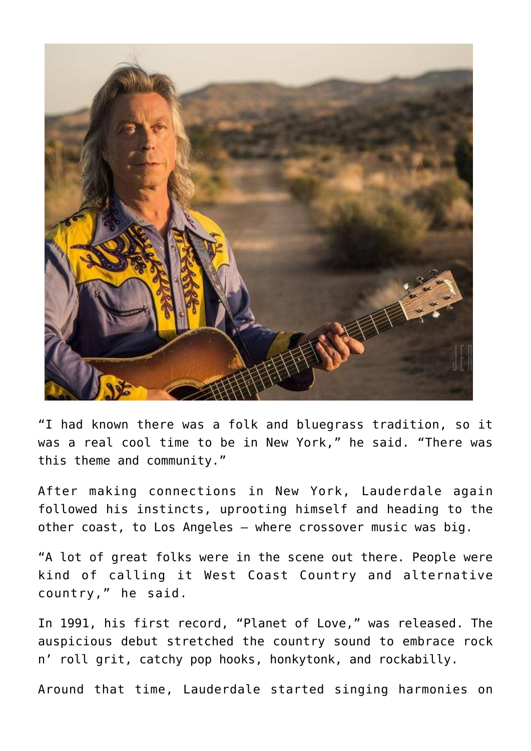"I had known there was a folk and bluegrass tradition, so it was a real cool time to be in New York," he said. "There was this theme and community."

After making connections in New York, Lauderdale again followed his instincts, uprooting himself and heading to the other coast, to Los Angeles – where crossover music was big.

"A lot of great folks were in the scene out there. People were kind of calling it West Coast Country and alternative country," he said.

In 1991, his first record, "Planet of Love," was released. The auspicious debut stretched the country sound to embrace rock n' roll grit, catchy pop hooks, honkytonk, and rockabilly.

Around that time, Lauderdale started singing harmonies on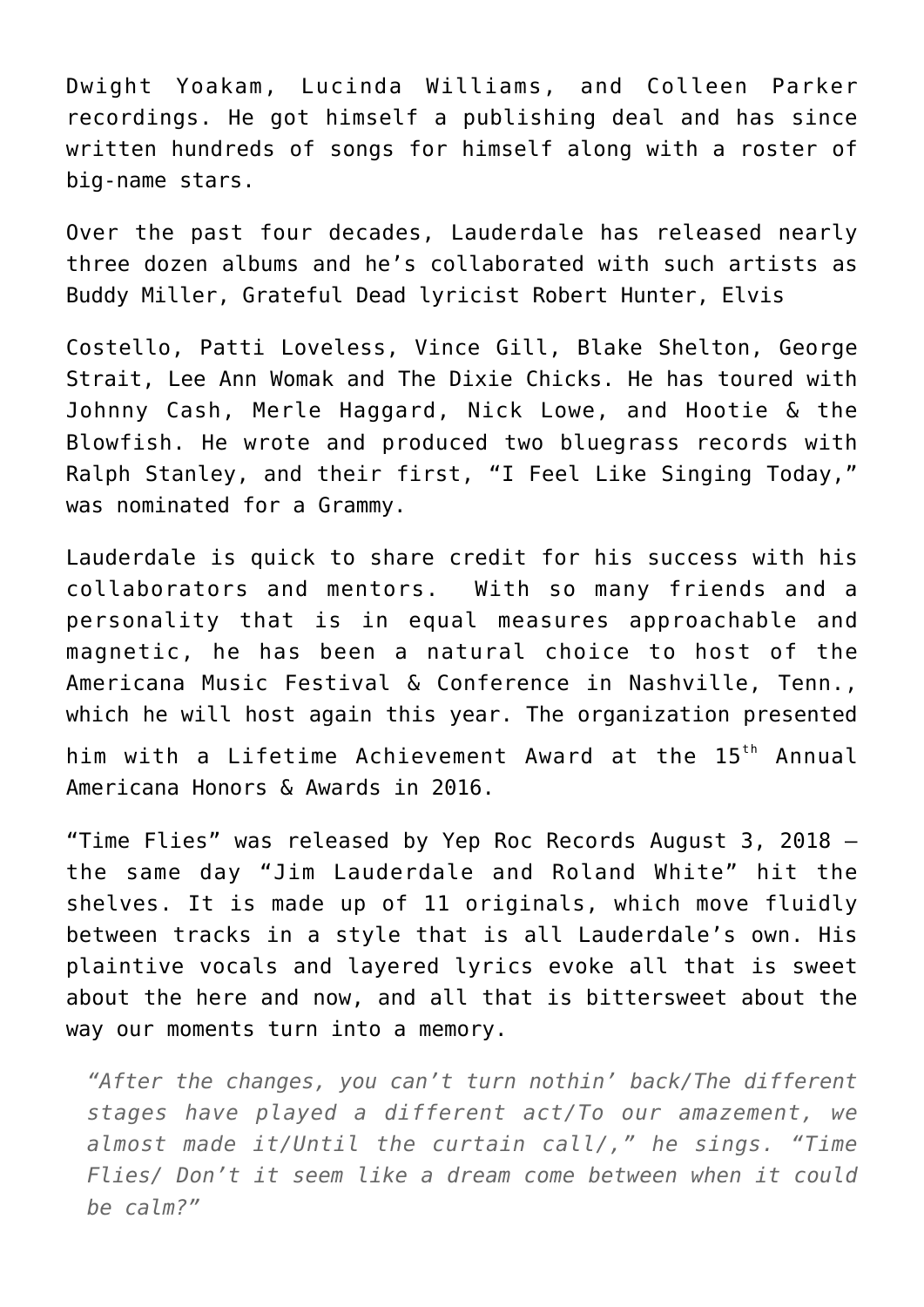Dwight Yoakam, Lucinda Williams, and Colleen Parker recordings. He got himself a publishing deal and has since written hundreds of songs for himself along with a roster of big-name stars.

Over the past four decades, Lauderdale has released nearly three dozen albums and he's collaborated with such artists as Buddy Miller, Grateful Dead lyricist Robert Hunter, Elvis Costello, Patti Loveless, Vince Gill, Blake Shelton, George Strait, Lee Ann Womak and The Dixie Chicks. He has toured with Johnny Cash, Merle Haggard, Nick Lowe, and Hootie & the Blowfish. He wrote and produced two bluegrass records with Ralph Stanley, and their first, "I Feel Like Singing Today," was nominated for a Grammy.

Lauderdale is quick to share credit for his success with his collaborators and mentors. With so many friends and a personality that is in equal measures approachable and magnetic, he has been a natural choice to host of the Americana Music Festival & Conference in Nashville, Tenn., which he will host again this year. The organization presented him with a Lifetime Achievement Award at the 15th Annual Americana Honors & Awards in 2016.

"Time Flies" was released by Yep Roc Records August 3, 2018 – the same day "Jim Lauderdale and Roland White" hit the shelves. It is made up of 11 originals, which move fluidly between tracks in a style that is all Lauderdale's own. His plaintive vocals and layered lyrics evoke all that is sweet about the here and now, and all that is bittersweet about the way our moments turn into a memory.

> *"After the changes, you can't turn nothin' back/The different stages have played a different act/To our amazement, we almost made it/Until the curtain call/," he sings. "Time Flies/ Don't it seem like a dream come between when it could be calm?"*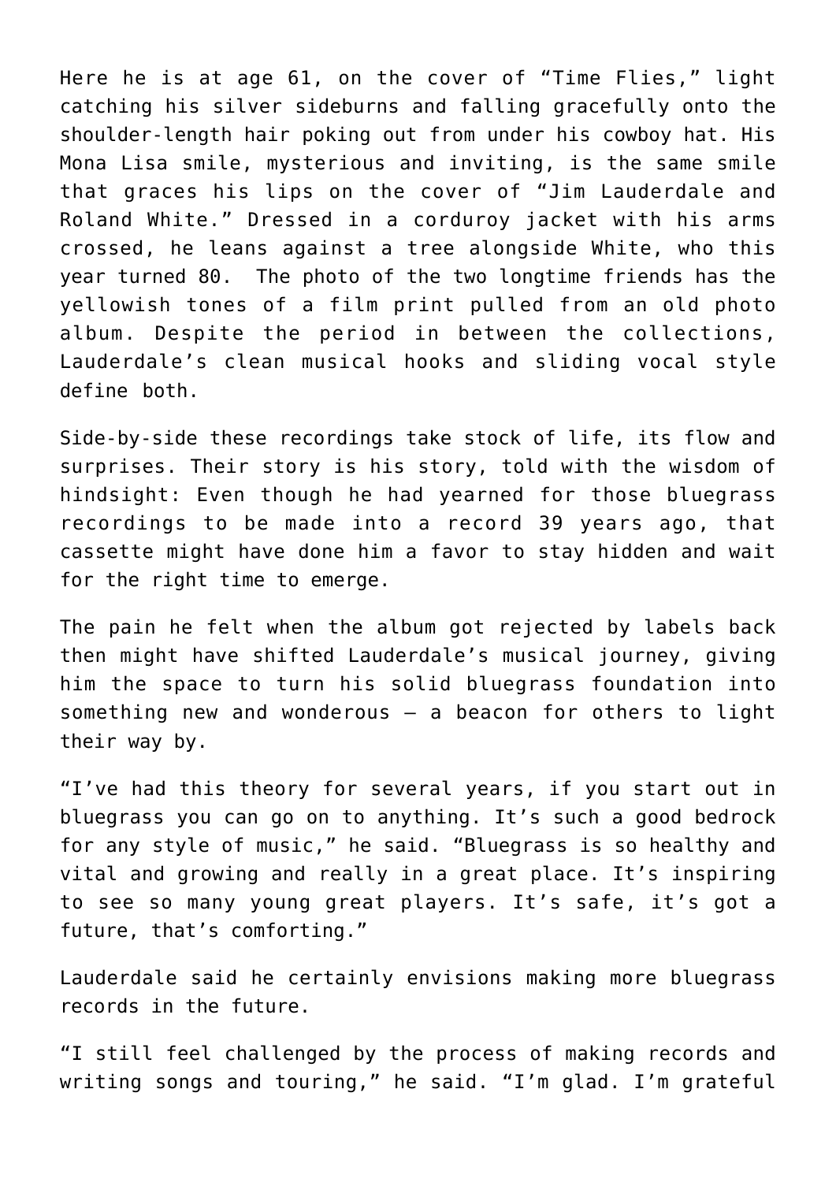Here he is at age 61, on the cover of “Time Flies,” light catching his silver sideburns and falling gracefully onto the shoulder-length hair poking out from under his cowboy hat. His Mona Lisa smile, mysterious and inviting, is the same smile that graces his lips on the cover of “Jim Lauderdale and Roland White.” Dressed in a corduroy jacket with his arms crossed, he leans against a tree alongside White, who this year turned 80. The photo of the two longtime friends has the yellowish tones of a film print pulled from an old photo album. Despite the period in between the collections, Lauderdale’s clean musical hooks and sliding vocal style define both.

Side-by-side these recordings take stock of life, its flow and surprises. Their story is his story, told with the wisdom of hindsight: Even though he had yearned for those bluegrass recordings to be made into a record 39 years ago, that cassette might have done him a favor to stay hidden and wait for the right time to emerge.

The pain he felt when the album got rejected by labels back then might have shifted Lauderdale’s musical journey, giving him the space to turn his solid bluegrass foundation into something new and wonderous — a beacon for others to light their way by.

“I’ve had this theory for several years, if you start out in bluegrass you can go on to anything. It’s such a good bedrock for any style of music,” he said. “Bluegrass is so healthy and vital and growing and really in a great place. It’s inspiring to see so many young great players. It’s safe, it’s got a future, that’s comforting.”

Lauderdale said he certainly envisions making more bluegrass records in the future.

“I still feel challenged by the process of making records and writing songs and touring,” he said. “I’m glad. I’m grateful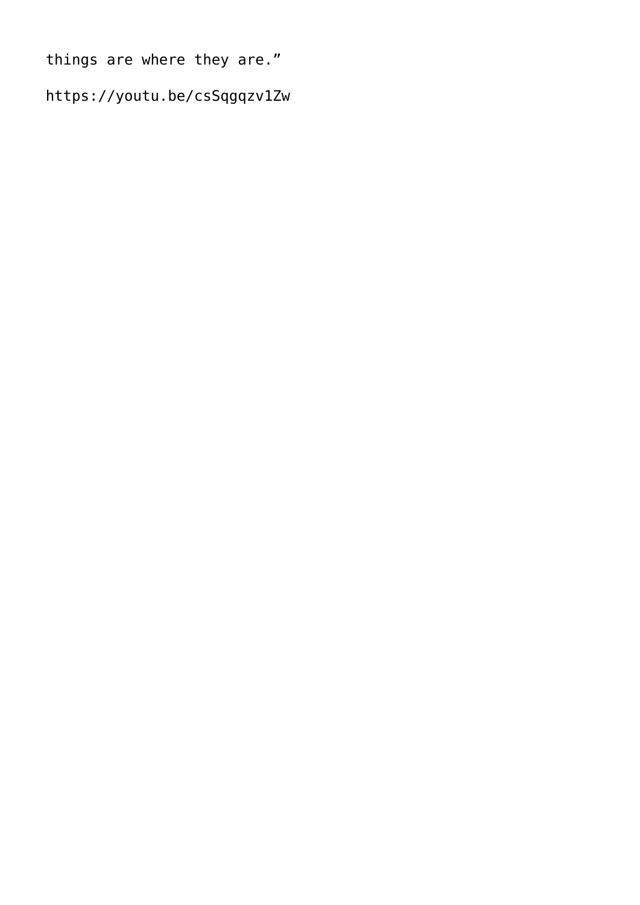things are where they are.”

https://youtu.be/csSqgqzv1Zw